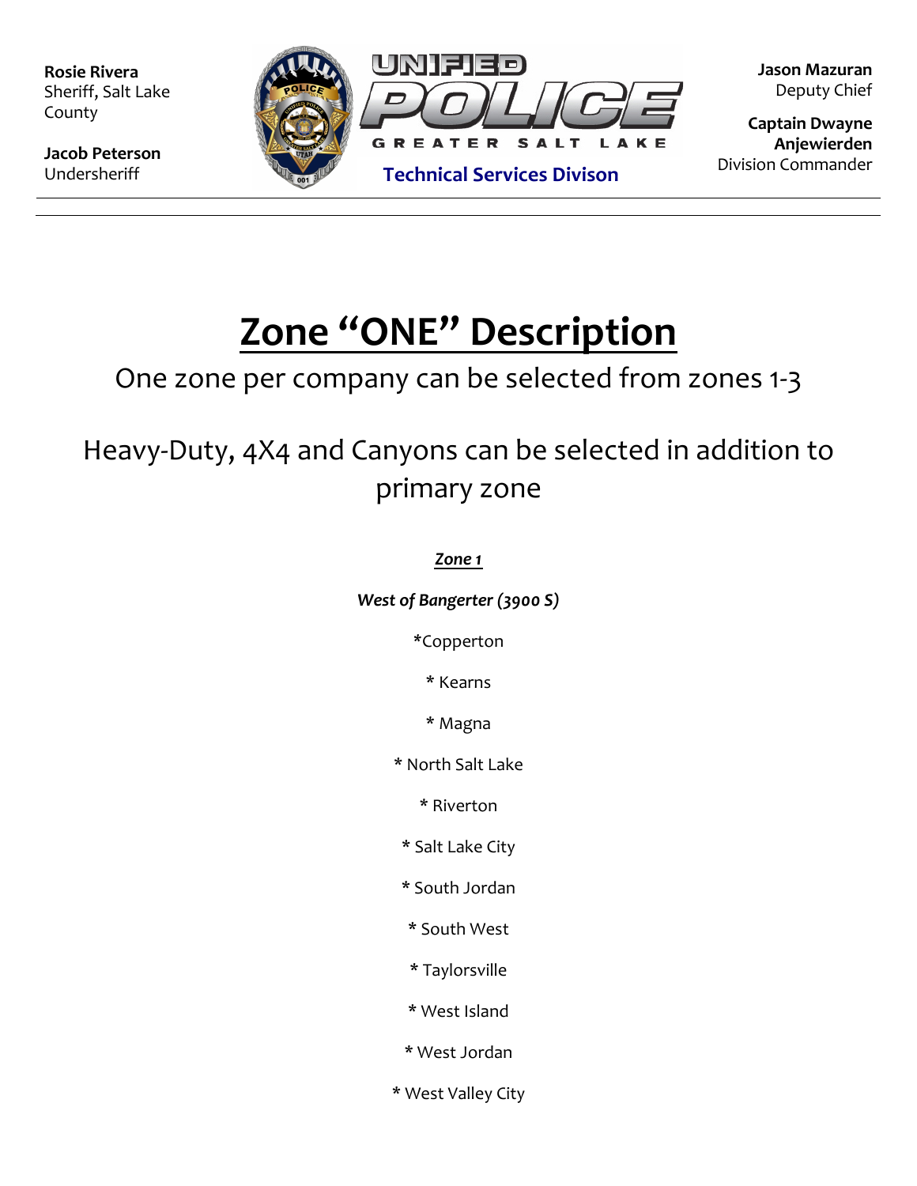Rosie Rivera
Sheriff, Salt Lake County

**Jacob Peterson**
Undersheriff

UNIFIED POLICE
GREATER SALT LAKE
**Technical Services Divison**

**Jason Mazuran**
Deputy Chief

**Captain Dwayne Anjewierden**
Division Commander

# Zone "ONE" Description

One zone per company can be selected from zones 1-3

Heavy-Duty, 4X4 and Canyons can be selected in addition to primary zone

***Zone 1***

***West of Bangerter (3900 S)***

*Copperton

* Kearns

* Magna

* North Salt Lake

* Riverton

* Salt Lake City

* South Jordan

* South West

* Taylorsville

* West Island

* West Jordan

* West Valley City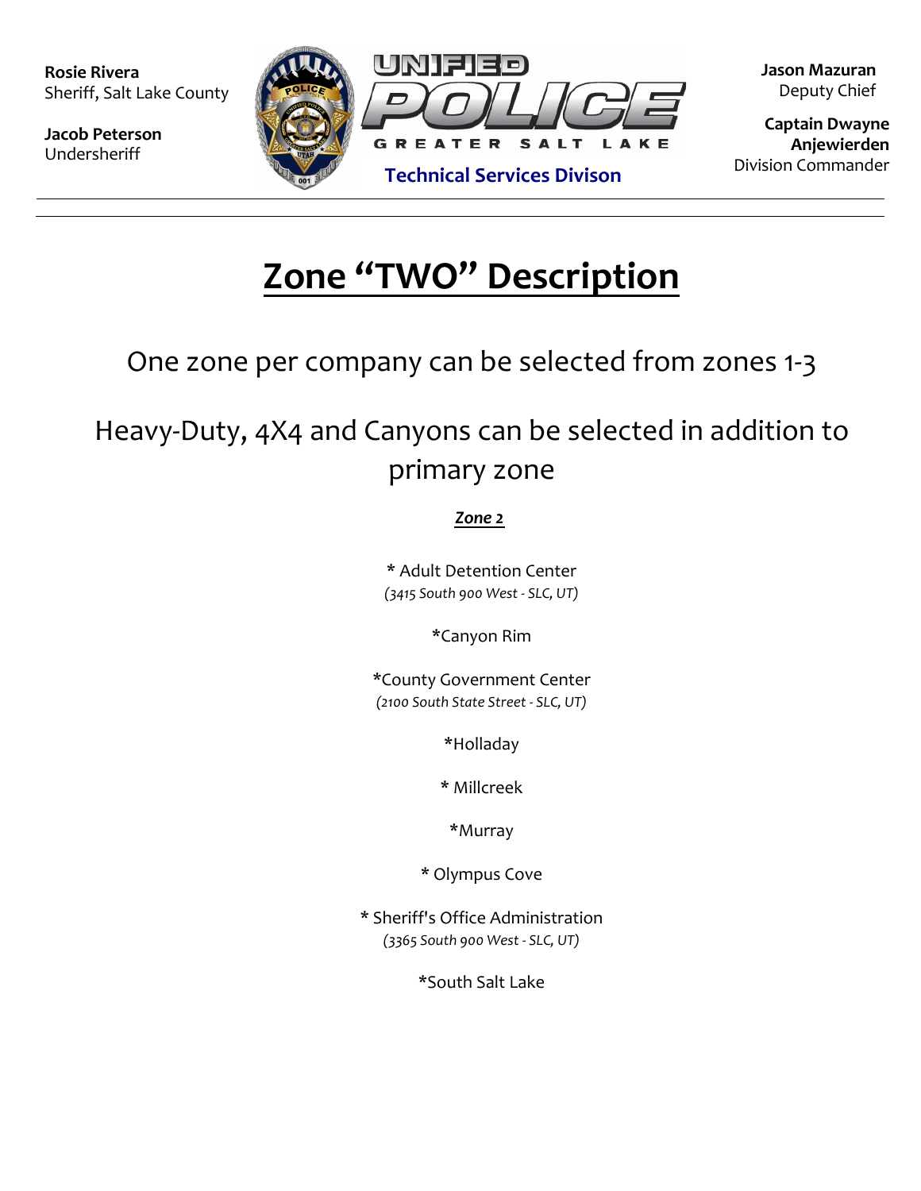**Rosie Rivera**
Sheriff, Salt Lake County

**Jacob Peterson**
Undersheriff

UNIFIED POLICE
GREATER SALT LAKE
**Technical Services Divison**

**Jason Mazuran**
Deputy Chief

**Captain Dwayne Anjewierden**
Division Commander

---

# Zone "TWO" Description

## One zone per company can be selected from zones 1-3

## Heavy-Duty, 4X4 and Canyons can be selected in addition to primary zone

***Zone 2***

* Adult Detention Center
*(3415 South 900 West - SLC, UT)*

*Canyon Rim

*County Government Center
*(2100 South State Street - SLC, UT)*

*Holladay

* Millcreek

*Murray

* Olympus Cove

* Sheriff's Office Administration
*(3365 South 900 West - SLC, UT)*

*South Salt Lake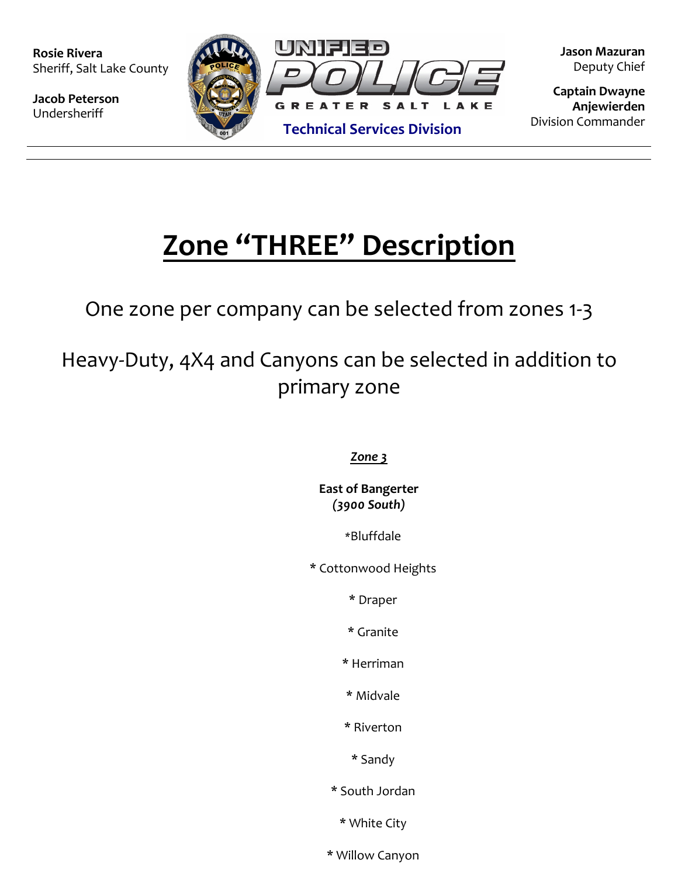**Rosie Rivera**
Sheriff, Salt Lake County

**Jacob Peterson**
Undersheriff

UNIFIED POLICE
GREATER SALT LAKE
**Technical Services Division**

**Jason Mazuran**
Deputy Chief

**Captain Dwayne Anjewierden**
Division Commander

---

# Zone "THREE" Description

One zone per company can be selected from zones 1-3

Heavy-Duty, 4X4 and Canyons can be selected in addition to primary zone

***Zone 3***

**East of Bangerter**
***(3900 South)***

*Bluffdale

* Cottonwood Heights

* Draper

* Granite

* Herriman

* Midvale

* Riverton

* Sandy

* South Jordan

* White City

* Willow Canyon